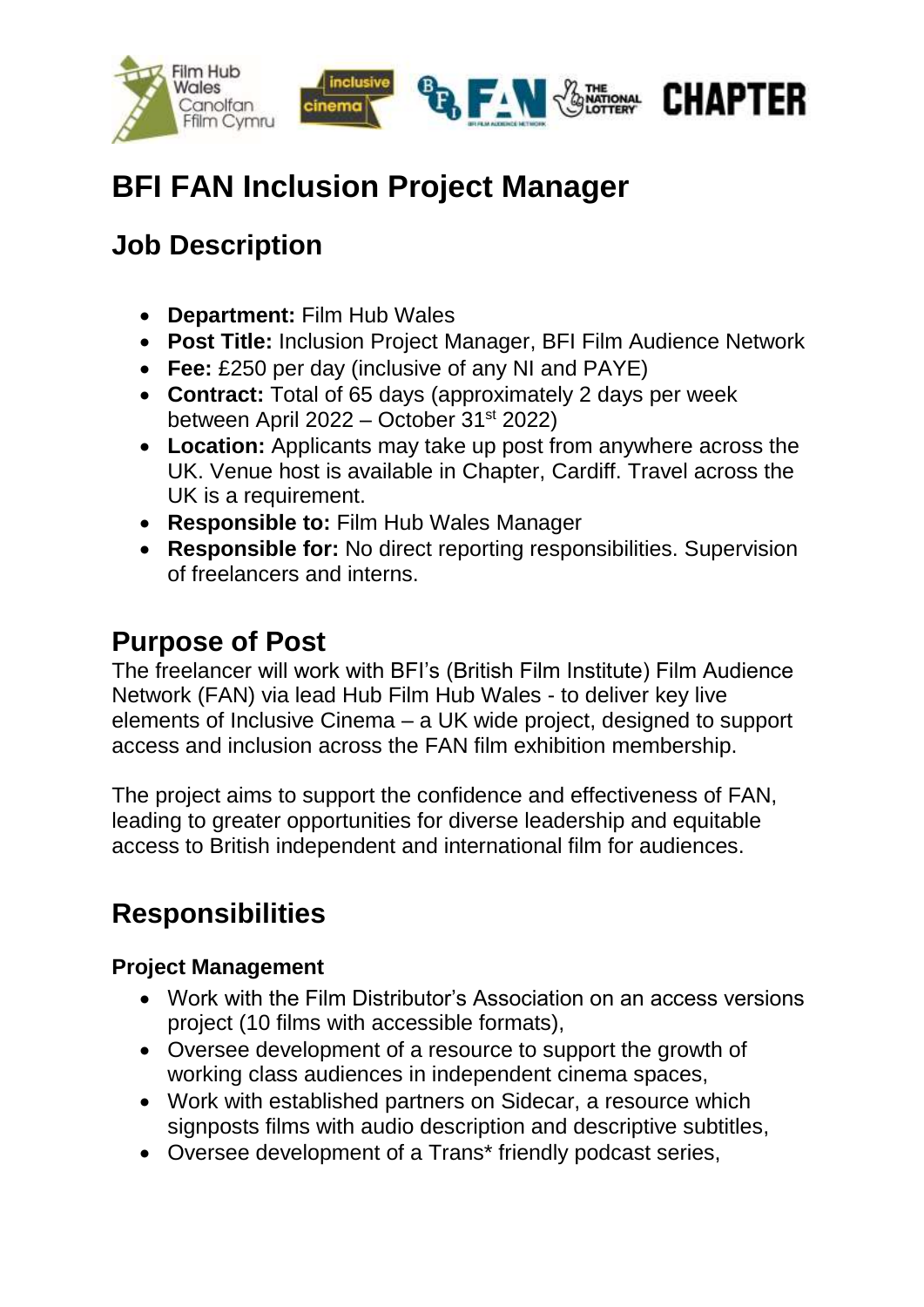# BFI FAN Inclusion Project Manager

## Job Description

- **Department:** Film Hub Wales
- **Post Title:** Inclusion Project Manager, BFI Film Audience Network
- **Fee:** £250 per day (inclusive of any NI and PAYE)
- **Contract:** Total of 65 days (approximately 2 days per week between April 2022 – October 31st 2022)
- **Location:** Applicants may take up post from anywhere across the UK. Venue host is available in Chapter, Cardiff. Travel across the UK is a requirement.
- **Responsible to:** Film Hub Wales Manager
- **Responsible for:** No direct reporting responsibilities. Supervision of freelancers and interns.

## Purpose of Post

The freelancer will work with BFI's (British Film Institute) Film Audience Network (FAN) via lead Hub Film Hub Wales - to deliver key live elements of Inclusive Cinema – a UK wide project, designed to support access and inclusion across the FAN film exhibition membership.

The project aims to support the confidence and effectiveness of FAN, leading to greater opportunities for diverse leadership and equitable access to British independent and international film for audiences.

## Responsibilities

### Project Management

- Work with the Film Distributor's Association on an access versions project (10 films with accessible formats),
- Oversee development of a resource to support the growth of working class audiences in independent cinema spaces,
- Work with established partners on Sidecar, a resource which signposts films with audio description and descriptive subtitles,
- Oversee development of a Trans* friendly podcast series,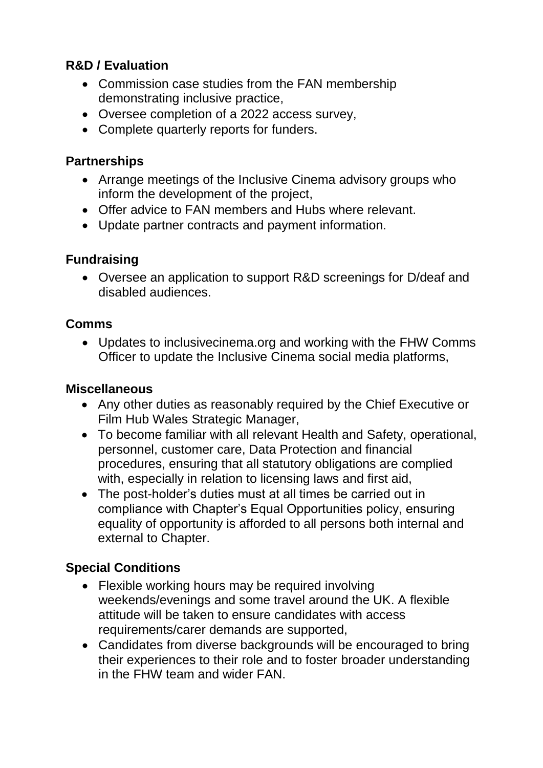**R&D / Evaluation**

- Commission case studies from the FAN membership demonstrating inclusive practice,
- Oversee completion of a 2022 access survey,
- Complete quarterly reports for funders.

**Partnerships**

- Arrange meetings of the Inclusive Cinema advisory groups who inform the development of the project,
- Offer advice to FAN members and Hubs where relevant.
- Update partner contracts and payment information.

**Fundraising**

- Oversee an application to support R&D screenings for D/deaf and disabled audiences.

**Comms**

- Updates to inclusivecinema.org and working with the FHW Comms Officer to update the Inclusive Cinema social media platforms,

**Miscellaneous**

- Any other duties as reasonably required by the Chief Executive or Film Hub Wales Strategic Manager,
- To become familiar with all relevant Health and Safety, operational, personnel, customer care, Data Protection and financial procedures, ensuring that all statutory obligations are complied with, especially in relation to licensing laws and first aid,
- The post-holder's duties must at all times be carried out in compliance with Chapter's Equal Opportunities policy, ensuring equality of opportunity is afforded to all persons both internal and external to Chapter.

**Special Conditions**

- Flexible working hours may be required involving weekends/evenings and some travel around the UK. A flexible attitude will be taken to ensure candidates with access requirements/carer demands are supported,
- Candidates from diverse backgrounds will be encouraged to bring their experiences to their role and to foster broader understanding in the FHW team and wider FAN.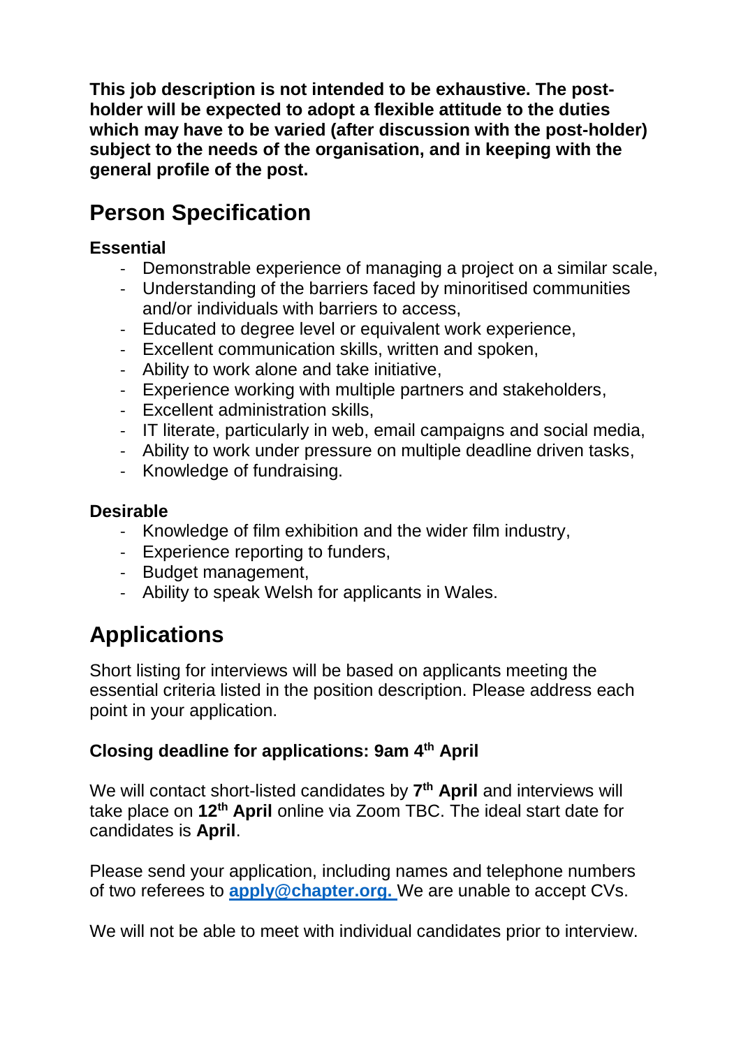**This job description is not intended to be exhaustive. The post-holder will be expected to adopt a flexible attitude to the duties which may have to be varied (after discussion with the post-holder) subject to the needs of the organisation, and in keeping with the general profile of the post.**

## Person Specification

**Essential**

- Demonstrable experience of managing a project on a similar scale,
- Understanding of the barriers faced by minoritised communities and/or individuals with barriers to access,
- Educated to degree level or equivalent work experience,
- Excellent communication skills, written and spoken,
- Ability to work alone and take initiative,
- Experience working with multiple partners and stakeholders,
- Excellent administration skills,
- IT literate, particularly in web, email campaigns and social media,
- Ability to work under pressure on multiple deadline driven tasks,
- Knowledge of fundraising.

**Desirable**

- Knowledge of film exhibition and the wider film industry,
- Experience reporting to funders,
- Budget management,
- Ability to speak Welsh for applicants in Wales.

## Applications

Short listing for interviews will be based on applicants meeting the essential criteria listed in the position description. Please address each point in your application.

**Closing deadline for applications: 9am 4th April**

We will contact short-listed candidates by **7th April** and interviews will take place on **12th April** online via Zoom TBC. The ideal start date for candidates is **April**.

Please send your application, including names and telephone numbers of two referees to **apply@chapter.org.** We are unable to accept CVs.

We will not be able to meet with individual candidates prior to interview.